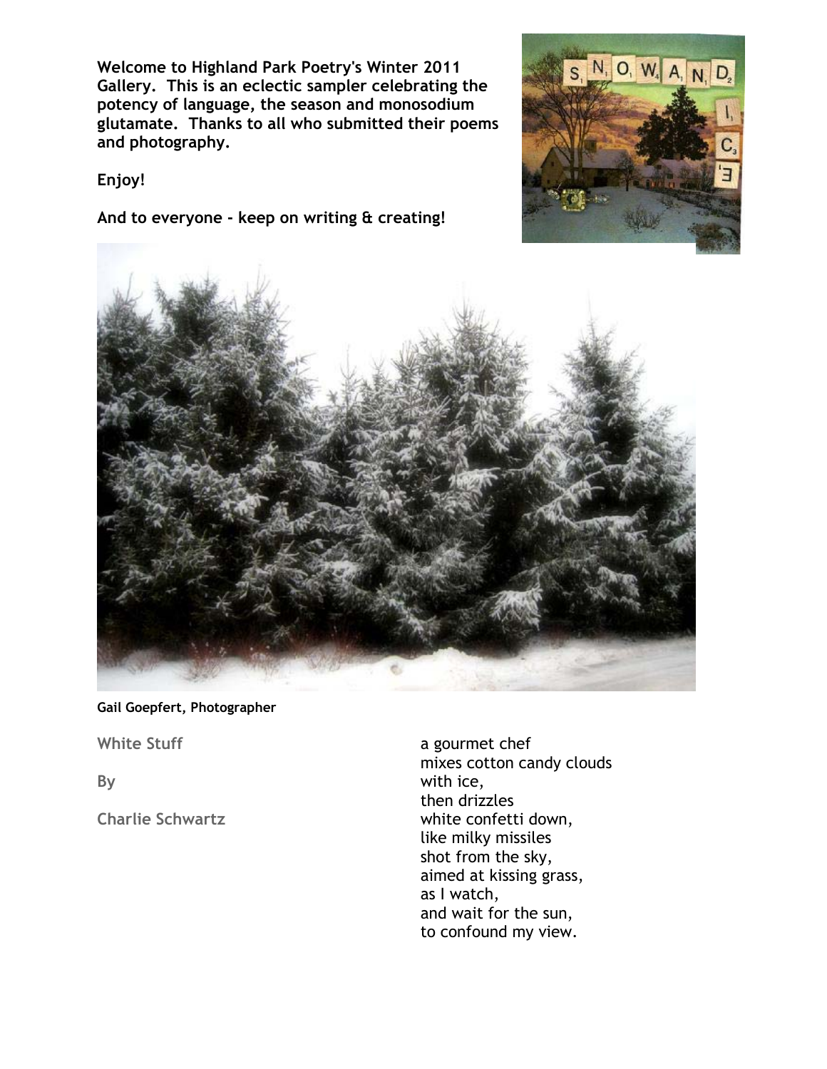**Welcome to Highland Park Poetry's Winter 2011 Gallery. This is an eclectic sampler celebrating the potency of language, the season and monosodium glutamate. Thanks to all who submitted their poems and photography.**

**Enjoy!**

**And to everyone - keep on writing & creating!**

**Gail Goepfert, Photographer**

## White Stuff

By

Charlie Schwartz

a gourmet chef  
mixes cotton candy clouds  
with ice,  
then drizzles  
white confetti down,  
like milky missiles  
shot from the sky,  
aimed at kissing grass,  
as I watch,  
and wait for the sun,  
to confound my view.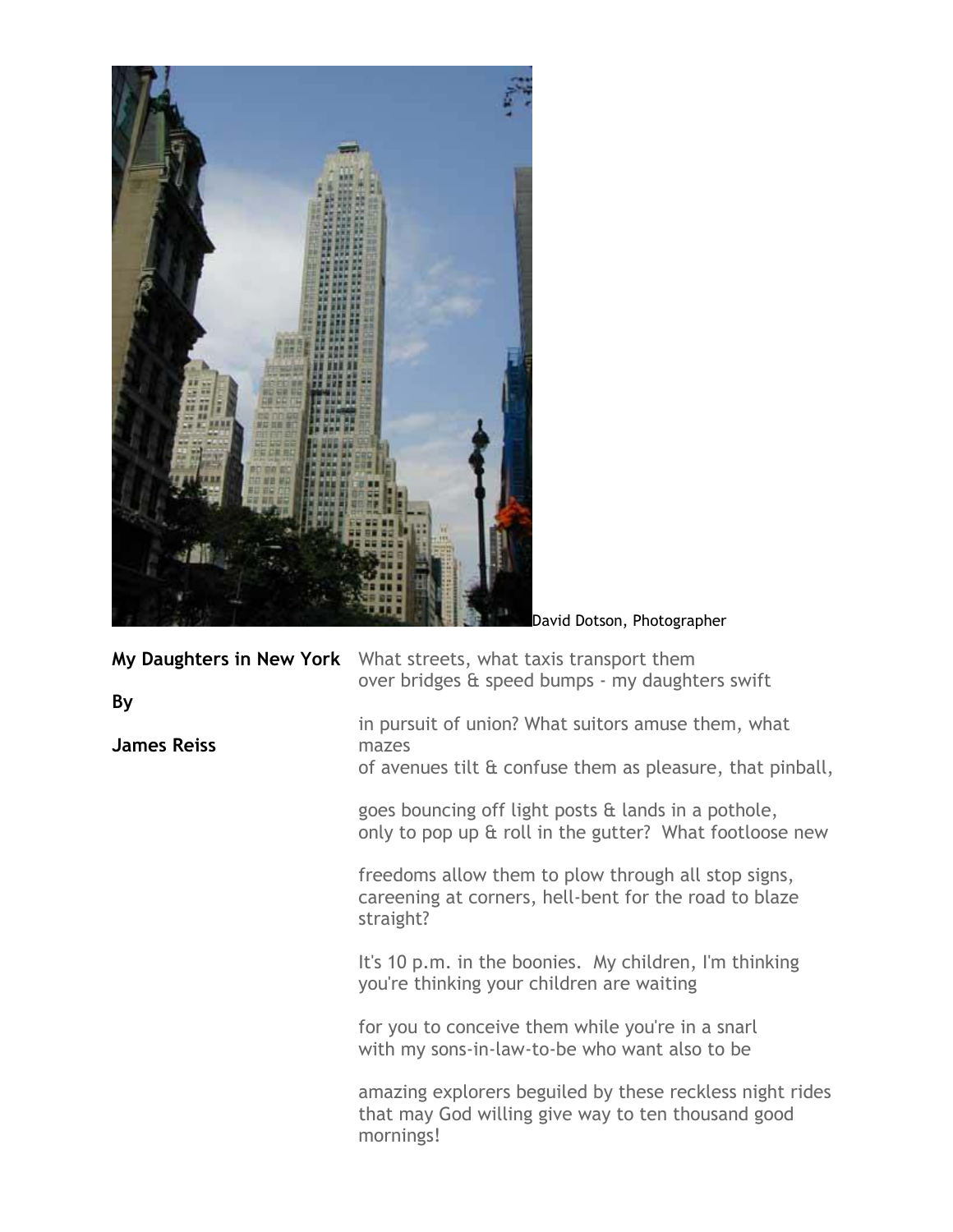David Dotson, Photographer

## My Daughters in New York

**By**

**James Reiss**

What streets, what taxis transport them
over bridges & speed bumps - my daughters swift

in pursuit of union? What suitors amuse them, what mazes
of avenues tilt & confuse them as pleasure, that pinball,

goes bouncing off light posts & lands in a pothole,
only to pop up & roll in the gutter? What footloose new

freedoms allow them to plow through all stop signs,
careening at corners, hell-bent for the road to blaze straight?

It's 10 p.m. in the boonies. My children, I'm thinking
you're thinking your children are waiting

for you to conceive them while you're in a snarl
with my sons-in-law-to-be who want also to be

amazing explorers beguiled by these reckless night rides
that may God willing give way to ten thousand good mornings!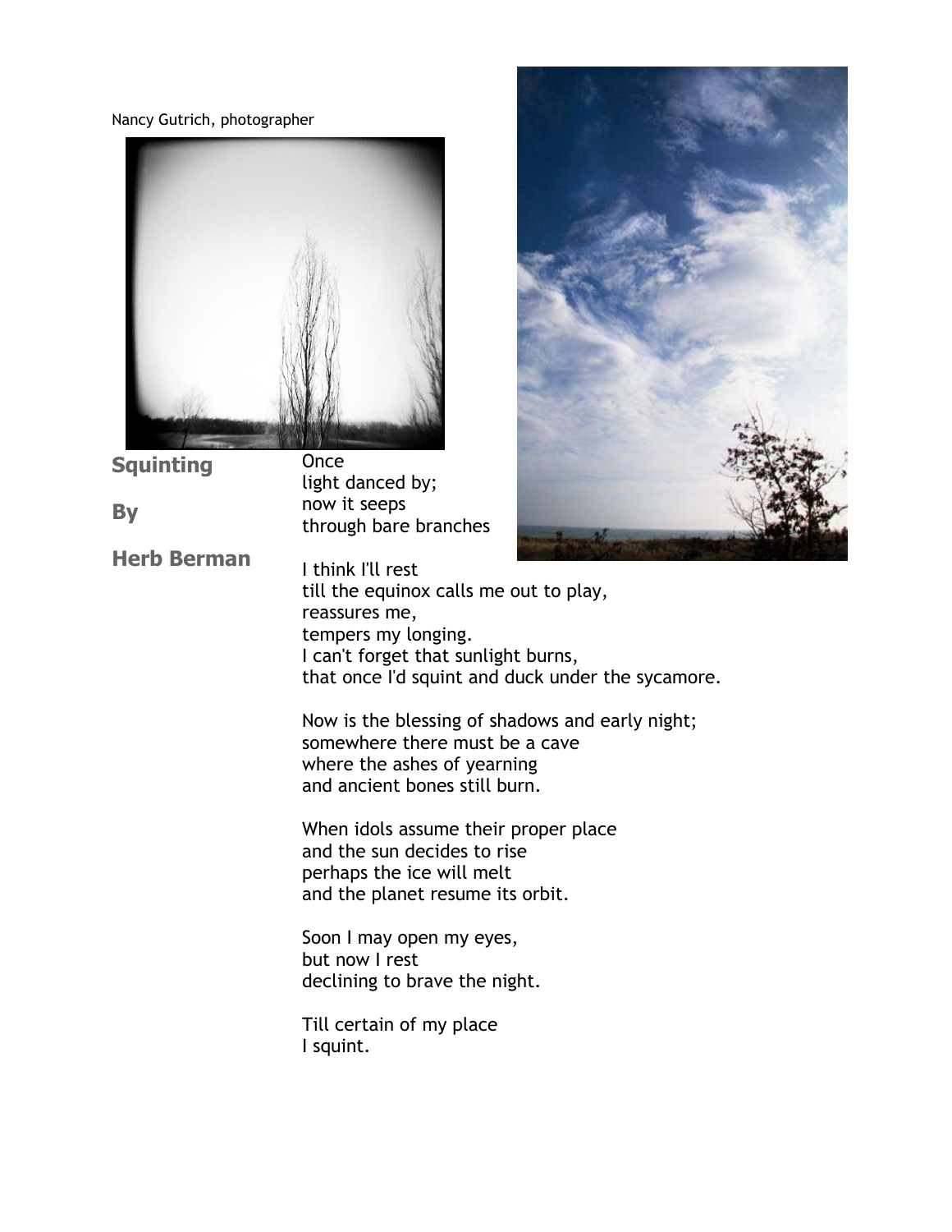Nancy Gutrich, photographer

## Squinting

**By**

**Herb Berman**

Once
light danced by;
now it seeps
through bare branches

I think I'll rest
till the equinox calls me out to play,
reassures me,
tempers my longing.
I can't forget that sunlight burns,
that once I'd squint and duck under the sycamore.

Now is the blessing of shadows and early night;
somewhere there must be a cave
where the ashes of yearning
and ancient bones still burn.

When idols assume their proper place
and the sun decides to rise
perhaps the ice will melt
and the planet resume its orbit.

Soon I may open my eyes,
but now I rest
declining to brave the night.

Till certain of my place
I squint.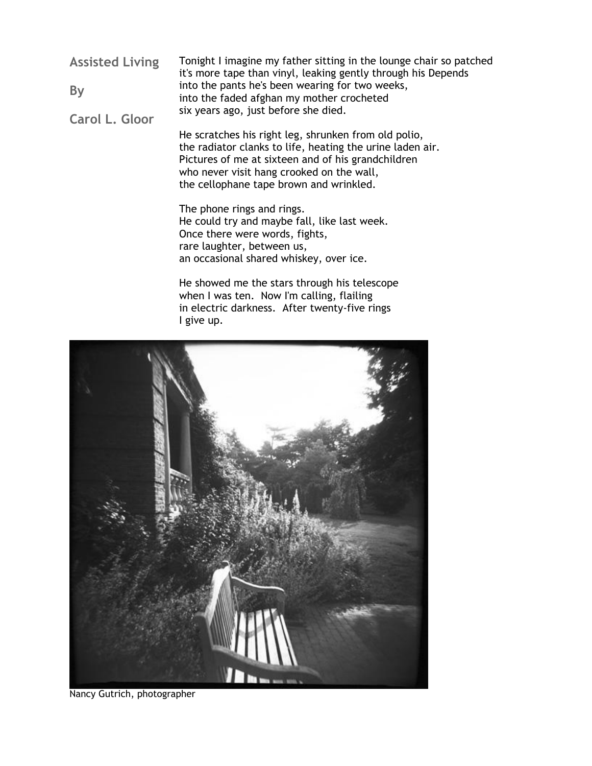## Assisted Living

**By**

**Carol L. Gloor**

Tonight I imagine my father sitting in the lounge chair so patched
it's more tape than vinyl, leaking gently through his Depends
into the pants he's been wearing for two weeks,
into the faded afghan my mother crocheted
six years ago, just before she died.

He scratches his right leg, shrunken from old polio,
the radiator clanks to life, heating the urine laden air.
Pictures of me at sixteen and of his grandchildren
who never visit hang crooked on the wall,
the cellophane tape brown and wrinkled.

The phone rings and rings.
He could try and maybe fall, like last week.
Once there were words, fights,
rare laughter, between us,
an occasional shared whiskey, over ice.

He showed me the stars through his telescope
when I was ten. Now I'm calling, flailing
in electric darkness. After twenty-five rings
I give up.

Nancy Gutrich, photographer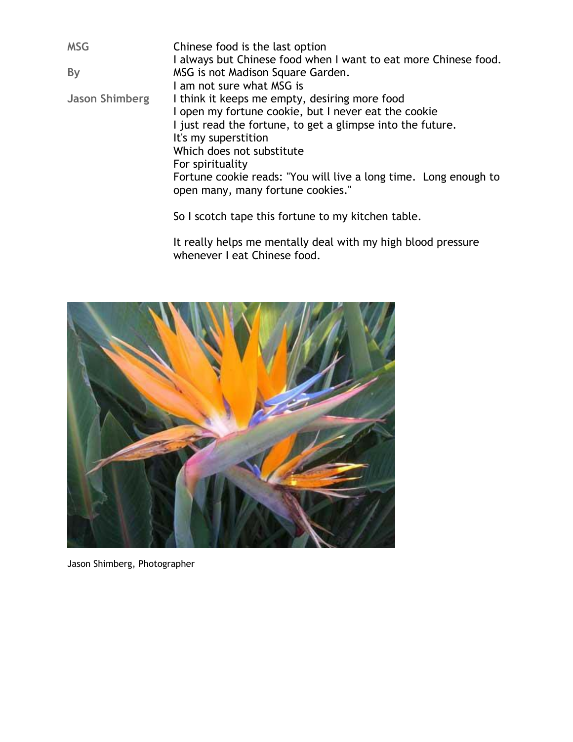# MSG

By

Jason Shimberg

Chinese food is the last option
I always but Chinese food when I want to eat more Chinese food.
MSG is not Madison Square Garden.
I am not sure what MSG is
I think it keeps me empty, desiring more food
I open my fortune cookie, but I never eat the cookie
I just read the fortune, to get a glimpse into the future.
It's my superstition
Which does not substitute
For spirituality
Fortune cookie reads: "You will live a long time.  Long enough to open many, many fortune cookies."

So I scotch tape this fortune to my kitchen table.

It really helps me mentally deal with my high blood pressure whenever I eat Chinese food.

Jason Shimberg, Photographer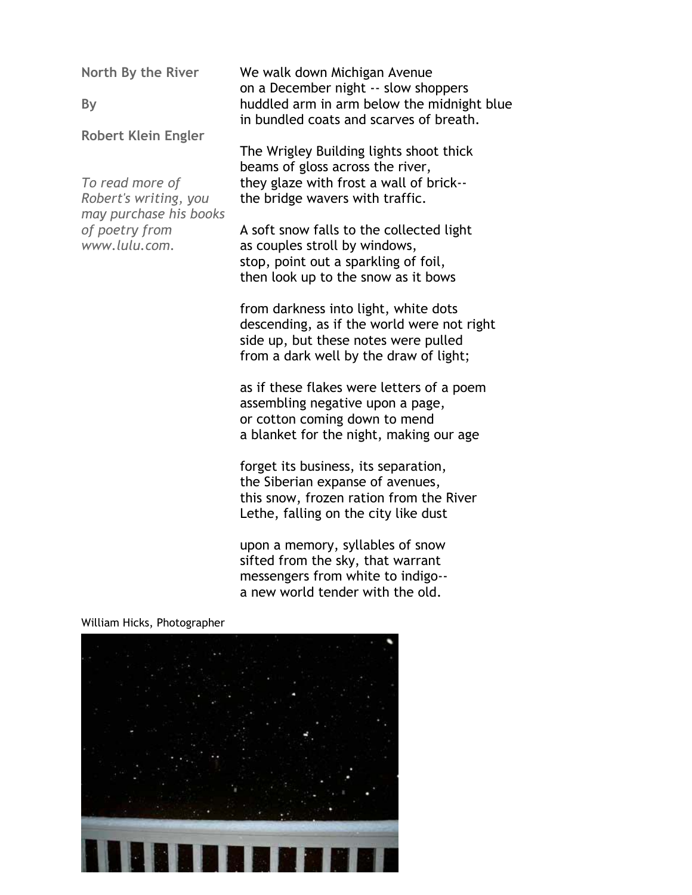## North By the River

By

Robert Klein Engler

*To read more of Robert's writing, you may purchase his books of poetry from www.lulu.com.*

We walk down Michigan Avenue
on a December night -- slow shoppers
huddled arm in arm below the midnight blue
in bundled coats and scarves of breath.

The Wrigley Building lights shoot thick
beams of gloss across the river,
they glaze with frost a wall of brick--
the bridge wavers with traffic.

A soft snow falls to the collected light
as couples stroll by windows,
stop, point out a sparkling of foil,
then look up to the snow as it bows

from darkness into light, white dots
descending, as if the world were not right
side up, but these notes were pulled
from a dark well by the draw of light;

as if these flakes were letters of a poem
assembling negative upon a page,
or cotton coming down to mend
a blanket for the night, making our age

forget its business, its separation,
the Siberian expanse of avenues,
this snow, frozen ration from the River
Lethe, falling on the city like dust

upon a memory, syllables of snow
sifted from the sky, that warrant
messengers from white to indigo--
a new world tender with the old.

William Hicks, Photographer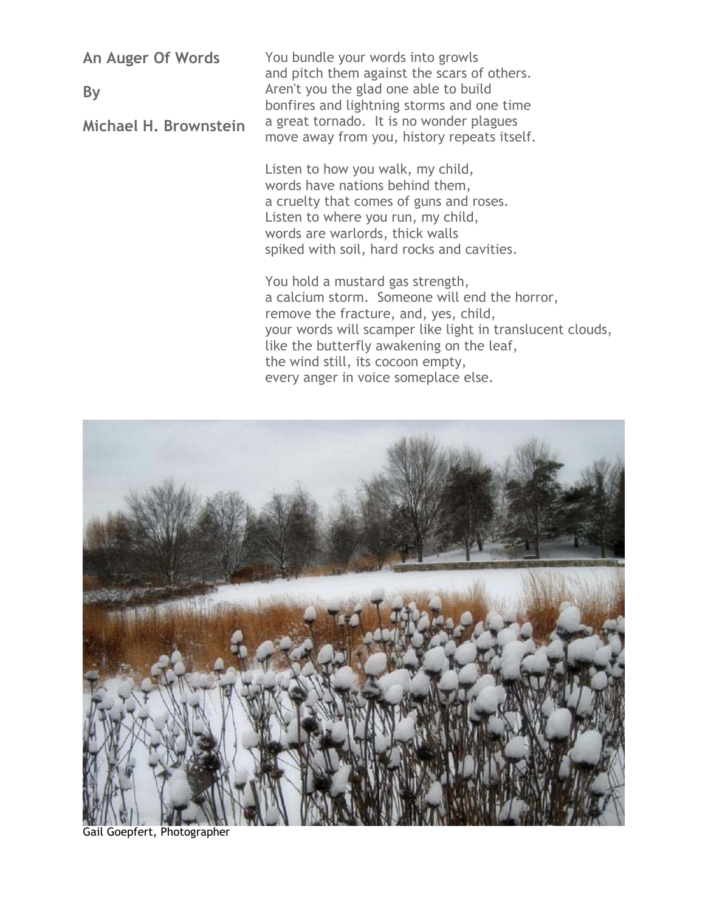## An Auger Of Words

**By**

**Michael H. Brownstein**

You bundle your words into growls
and pitch them against the scars of others.
Aren't you the glad one able to build
bonfires and lightning storms and one time
a great tornado. It is no wonder plagues
move away from you, history repeats itself.

Listen to how you walk, my child,
words have nations behind them,
a cruelty that comes of guns and roses.
Listen to where you run, my child,
words are warlords, thick walls
spiked with soil, hard rocks and cavities.

You hold a mustard gas strength,
a calcium storm. Someone will end the horror,
remove the fracture, and, yes, child,
your words will scamper like light in translucent clouds,
like the butterfly awakening on the leaf,
the wind still, its cocoon empty,
every anger in voice someplace else.

Gail Goepfert, Photographer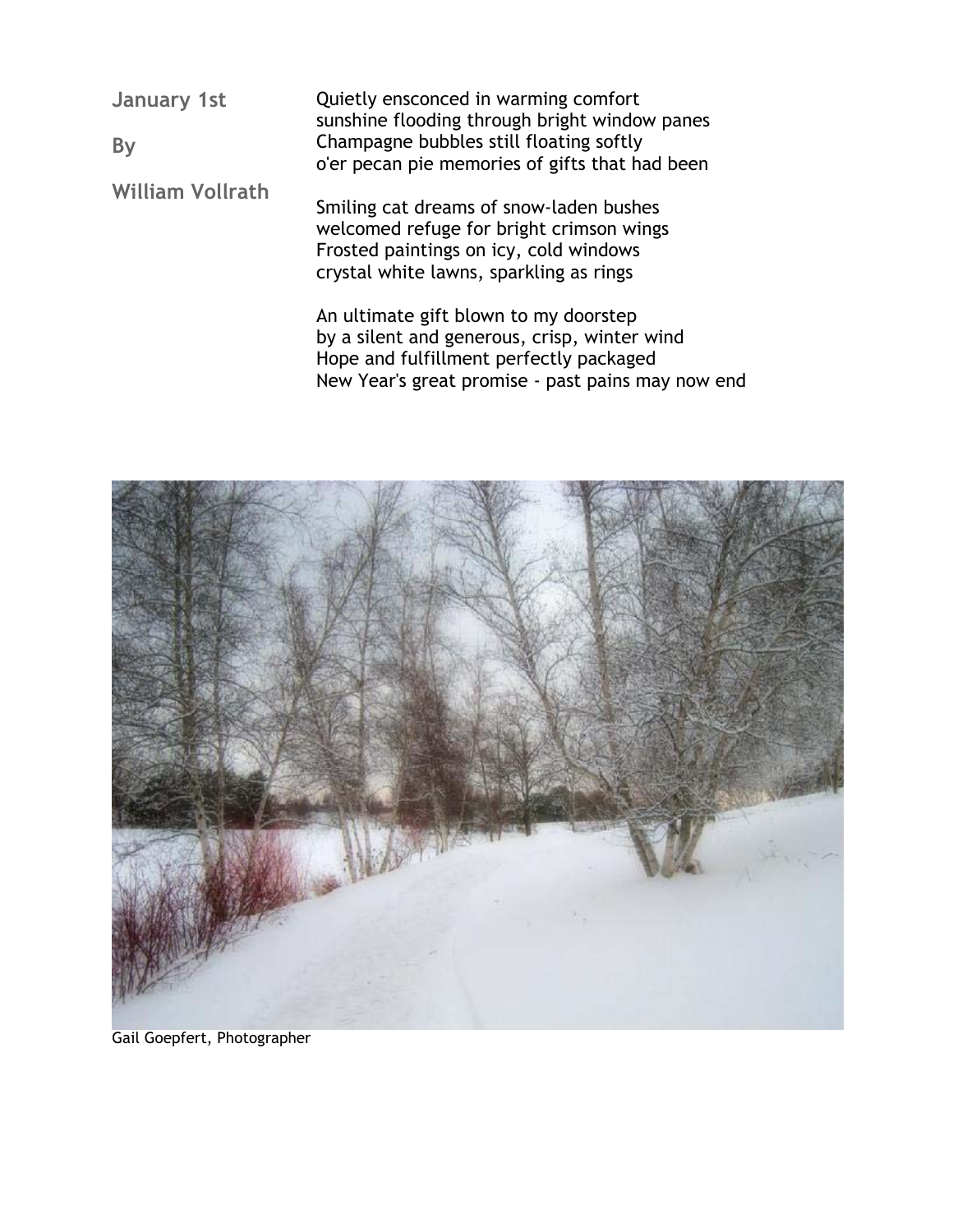# January 1st

**By**

**William Vollrath**

Quietly ensconced in warming comfort
sunshine flooding through bright window panes
Champagne bubbles still floating softly
o'er pecan pie memories of gifts that had been

Smiling cat dreams of snow-laden bushes
welcomed refuge for bright crimson wings
Frosted paintings on icy, cold windows
crystal white lawns, sparkling as rings

An ultimate gift blown to my doorstep
by a silent and generous, crisp, winter wind
Hope and fulfillment perfectly packaged
New Year's great promise - past pains may now end

Gail Goepfert, Photographer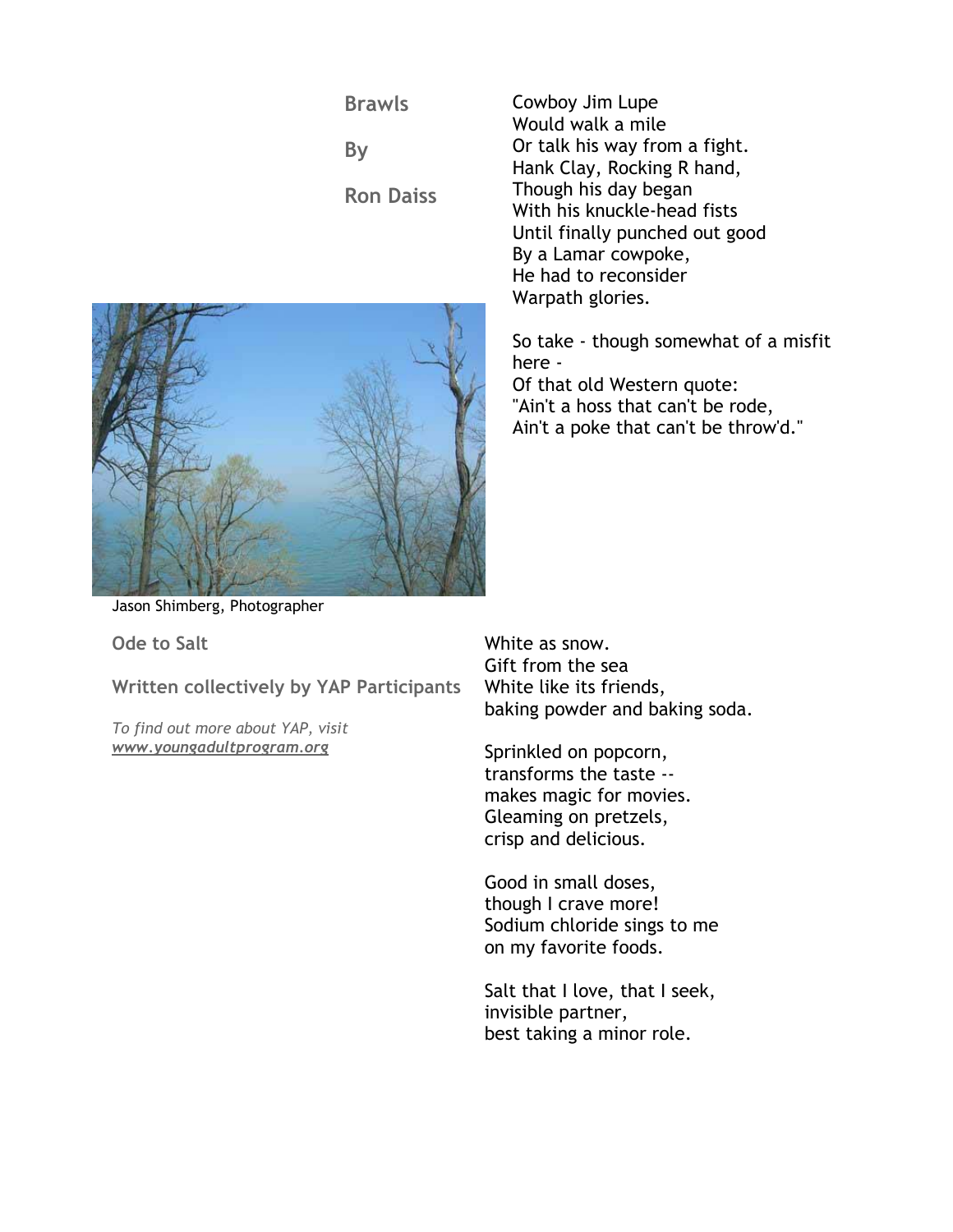## Brawls

**By**

**Ron Daiss**

Cowboy Jim Lupe
Would walk a mile
Or talk his way from a fight.
Hank Clay, Rocking R hand,
Though his day began
With his knuckle-head fists
Until finally punched out good
By a Lamar cowpoke,
He had to reconsider
Warpath glories.

So take - though somewhat of a misfit here -
Of that old Western quote:
"Ain't a hoss that can't be rode,
Ain't a poke that can't be throw'd."

Jason Shimberg, Photographer

## Ode to Salt

**Written collectively by YAP Participants**

*To find out more about YAP, visit* [*www.youngadultprogram.org*](http://www.youngadultprogram.org)

White as snow.
Gift from the sea
White like its friends,
baking powder and baking soda.

Sprinkled on popcorn,
transforms the taste --
makes magic for movies.
Gleaming on pretzels,
crisp and delicious.

Good in small doses,
though I crave more!
Sodium chloride sings to me
on my favorite foods.

Salt that I love, that I seek,
invisible partner,
best taking a minor role.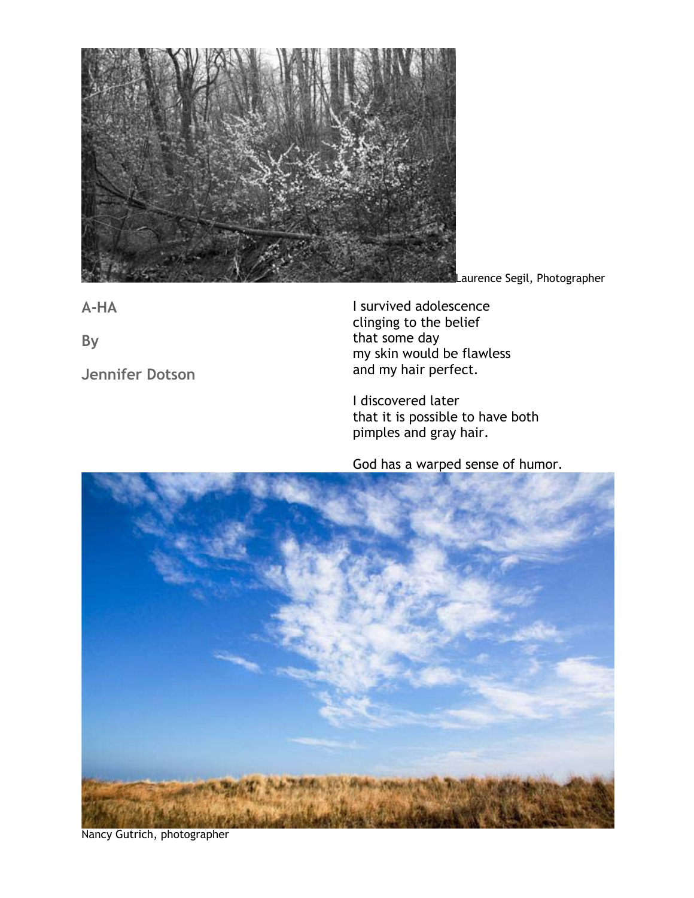Laurence Segil, Photographer

## A-HA

**By**

**Jennifer Dotson**

I survived adolescence
clinging to the belief
that some day
my skin would be flawless
and my hair perfect.

I discovered later
that it is possible to have both
pimples and gray hair.

God has a warped sense of humor.

Nancy Gutrich, photographer